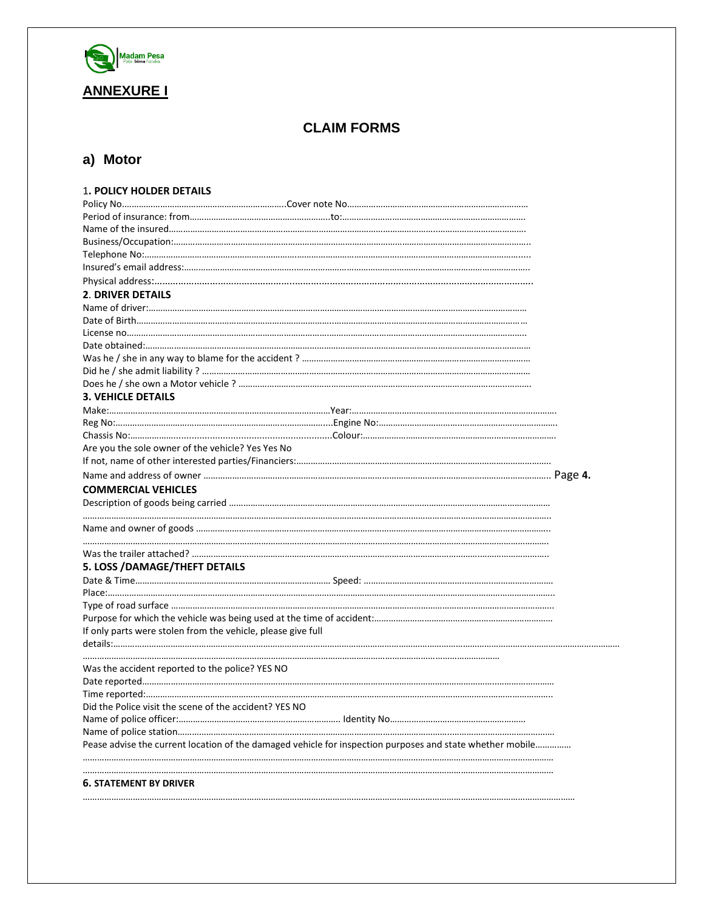Madam Pesa
Pata bima haraka

# ANNEXURE I

## CLAIM FORMS

### a) Motor

**1. POLICY HOLDER DETAILS**

Policy No……………………………………………………………Cover note No……………………………………………………………………

Period of insurance: from……………………………………………………to:………………………………………………………………………

Name of the insured……………………………………………………………………………………………………………………………………

Business/Occupation:……………………………………………………………………………………………………………………………………

Telephone No:……………………………………………………………………………………………………………………………………………

Insured's email address:………………………………………………………………………………………………………………………………

Physical address:…………………………………………………………………………………………………………………………………………

**2. DRIVER DETAILS**

Name of driver:…………………………………………………………………………………………………………………………………………

Date of Birth……………………………………………………………………………………………………………………………………………

License no………………………………………………………………………………………………………………………………………………

Date obtained:……………………………………………………………………………………………………………………………………………

Was he / she in any way to blame for the accident ? ……………………………………………………………………………………

Did he / she admit liability ? ………………………………………………………………………………………………………………………

Does he / she own a Motor vehicle ? ……………………………………………………………………………………………………………

**3. VEHICLE DETAILS**

Make:……………………………………………………………………………………Year:……………………………………………………………………

Reg No:…………………………………………………………………………………Engine No:……………………………………………………………

Chassis No:……………………………………………………………………………Colour:………………………………………………………………

Are you the sole owner of the vehicle? Yes Yes No

If not, name of other interested parties/Financiers:…………………………………………………………………………………………

Name and address of owner …………………………………………………………………………………………………………………………… Page **4.**

**COMMERCIAL VEHICLES**

Description of goods being carried …………………………………………………………………………………………………………………

……………………………………………………………………………………………………………………………………………………………………

Name and owner of goods ……………………………………………………………………………………………………………………………

……………………………………………………………………………………………………………………………………………………………………

Was the trailer attached? ………………………………………………………………………………………………………………………………

**5. LOSS /DAMAGE/THEFT DETAILS**

Date & Time………………………………………………………………………… Speed: ………………………………………………………………

Place:………………………………………………………………………………………………………………………………………………………………

Type of road surface ……………………………………………………………………………………………………………………………………

Purpose for which the vehicle was being used at the time of accident:……………………………………………………………

If only parts were stolen from the vehicle, please give full details:……………………………………………………………………………………………………………………………………………………………

……………………………………………………………………………………………………………………………………………

Was the accident reported to the police? YES NO

Date reported……………………………………………………………………………………………………………………………………………

Time reported:……………………………………………………………………………………………………………………………………………

Did the Police visit the scene of the accident? YES NO

Name of police officer:…………………………………………………………… Identity No…………………………………………………

Name of police station…………………………………………………………………………………………………………………………………

Pease advise the current location of the damaged vehicle for inspection purposes and state whether mobile……………

……………………………………………………………………………………………………………………………………………………………………

……………………………………………………………………………………………………………………………………………………………………

**6. STATEMENT BY DRIVER**

……………………………………………………………………………………………………………………………………………………………………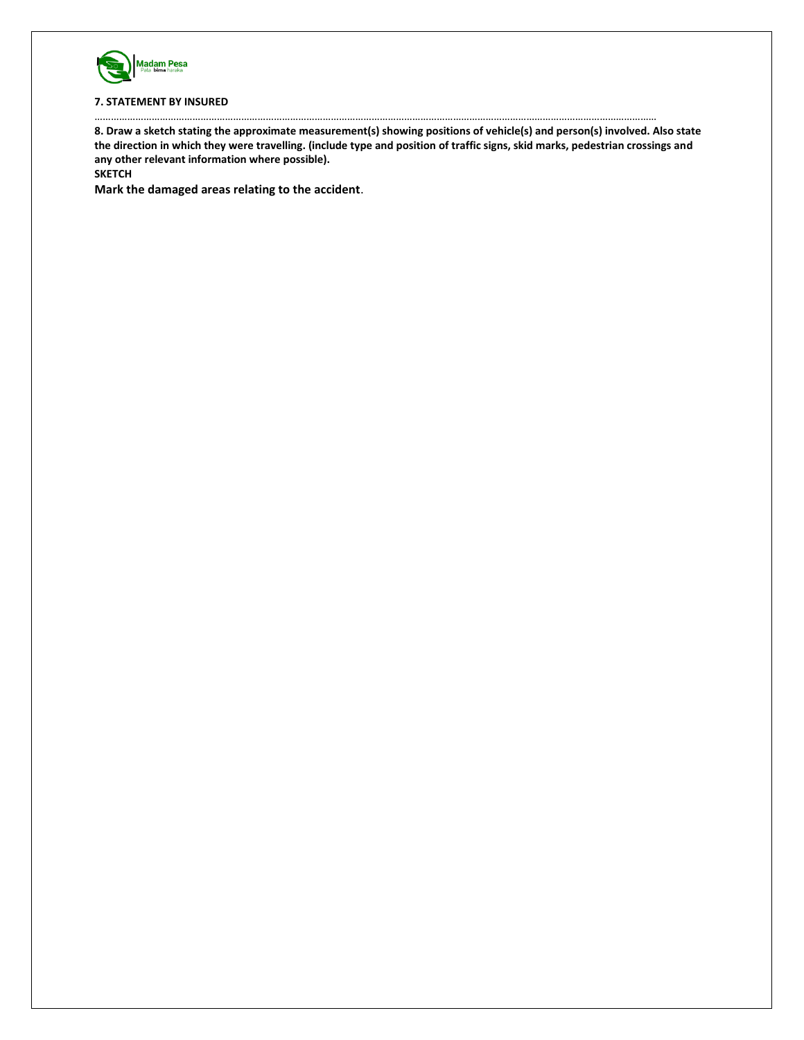**7. STATEMENT BY INSURED**

.......................................................................................................................................................................................................

**8. Draw a sketch stating the approximate measurement(s) showing positions of vehicle(s) and person(s) involved. Also state the direction in which they were travelling. (include type and position of traffic signs, skid marks, pedestrian crossings and any other relevant information where possible).**

**SKETCH**

**Mark the damaged areas relating to the accident**.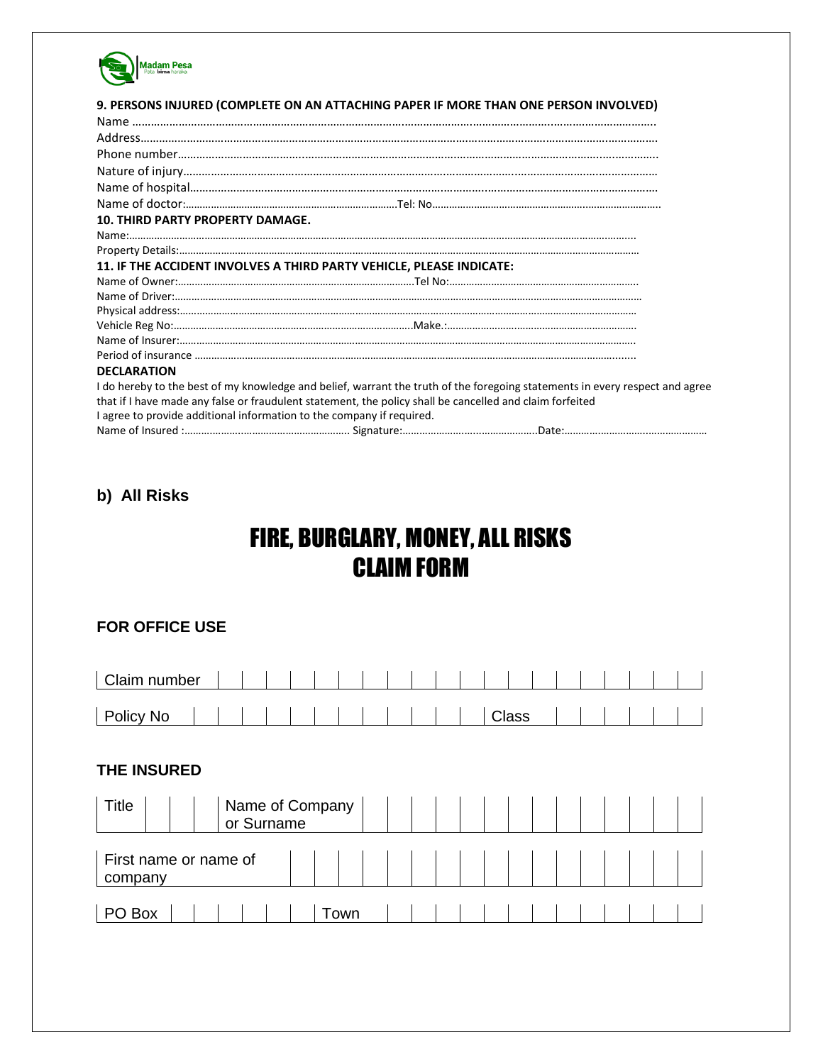**9. PERSONS INJURED (COMPLETE ON AN ATTACHING PAPER IF MORE THAN ONE PERSON INVOLVED)**

Name ……………………………………………………………………………………………………………………………………………

Address……………………………………………………………………………………………………………………………………………

Phone number……………………………………………………………………………………………………………………………………

Nature of injury…………………………………………………………………………………………………………………………………

Name of hospital…………………………………………………………………………………………………………………………………

Name of doctor:……………………………………………………………Tel: No……………………………………………………………………

**10. THIRD PARTY PROPERTY DAMAGE.**

Name:……………………………………………………………………………………………………………………………………………

Property Details:…………………………………………………………………………………………………………………………………

**11. IF THE ACCIDENT INVOLVES A THIRD PARTY VEHICLE, PLEASE INDICATE:**

Name of Owner:…………………………………………………………………Tel No:………………………………………………………………

Name of Driver:…………………………………………………………………………………………………………………………………

Physical address:………………………………………………………………………………………………………………………………

Vehicle Reg No:……………………………………………………………………Make.:…………………………………………………………

Name of Insurer:…………………………………………………………………………………………………………………………………

Period of insurance ……………………………………………………………………………………………………………………………

**DECLARATION**

I do hereby to the best of my knowledge and belief, warrant the truth of the foregoing statements in every respect and agree that if I have made any false or fraudulent statement, the policy shall be cancelled and claim forfeited

I agree to provide additional information to the company if required.

Name of Insured :…………………………………………… Signature:…………………………………………Date:……………………………………………

## b) All Risks

# FIRE, BURGLARY, MONEY, ALL RISKS CLAIM FORM

### FOR OFFICE USE

| Claim number | | | | | | | | | | | | | | | | | | | | |
|---|---|---|---|---|---|---|---|---|---|---|---|---|---|---|---|---|---|---|---|---|

| Policy No | | | | | | | | | | | | | Class | | | | | | |
|---|---|---|---|---|---|---|---|---|---|---|---|---|---|---|---|---|---|---|---|

### THE INSURED

| Title | | | | Name of Company or Surname | | | | | | | | | | | | | | |
|---|---|---|---|---|---|---|---|---|---|---|---|---|---|---|---|---|---|---|

| First name or name of company | | | | | | | | | | | | | | | | | |
|---|---|---|---|---|---|---|---|---|---|---|---|---|---|---|---|---|---|

| PO Box | | | | | | | | Town | | | | | | | | | | | | | |
|---|---|---|---|---|---|---|---|---|---|---|---|---|---|---|---|---|---|---|---|---|---|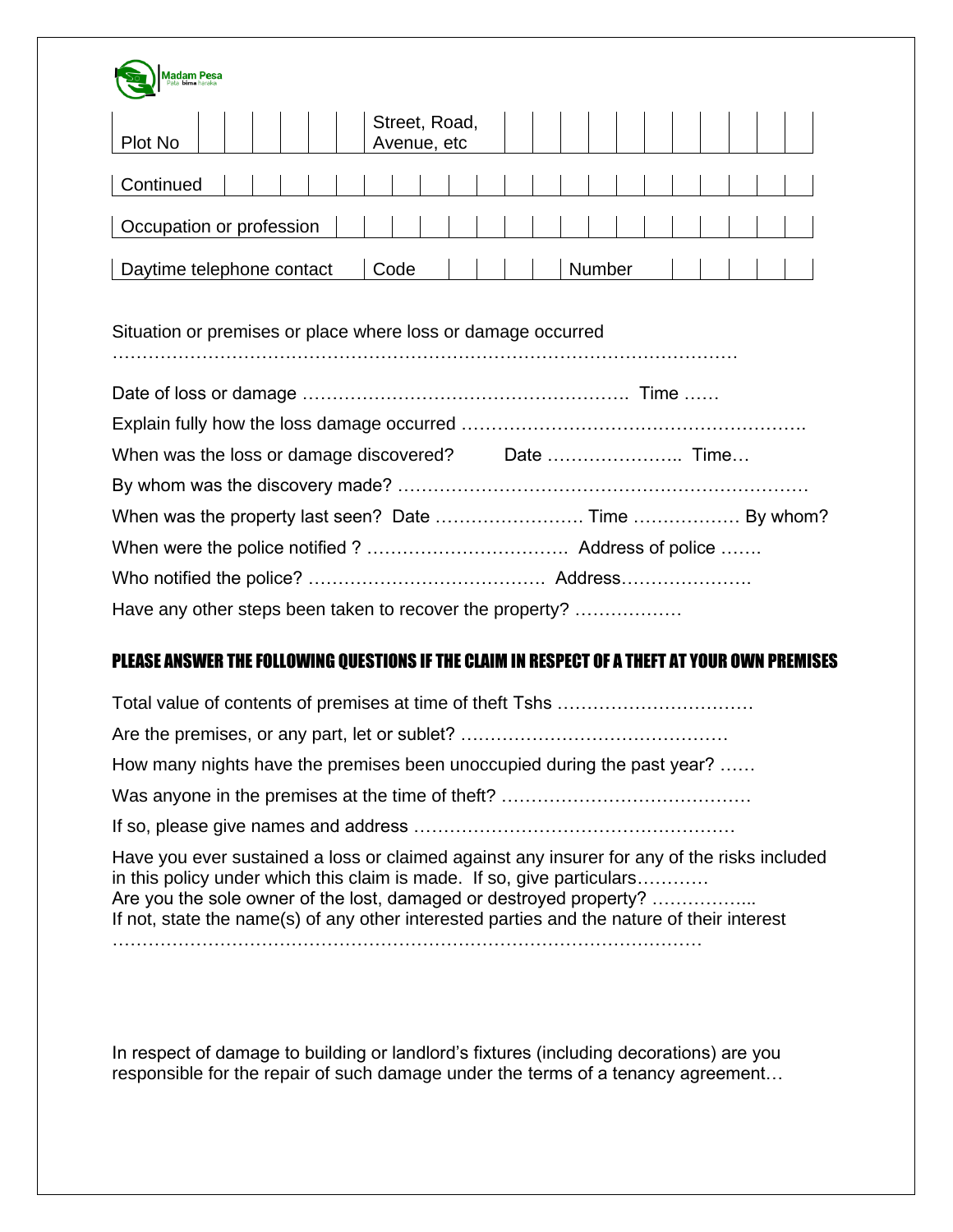Madam Pesa
Pata bima haraka

| Plot No | | | | | | Street, Road, Avenue, etc | | | | | | | | | | | |
|---|---|---|---|---|---|---|---|---|---|---|---|---|---|---|---|---|---|

| Continued | | | | | | | | | | | | | | | | | | | | | |
|---|---|---|---|---|---|---|---|---|---|---|---|---|---|---|---|---|---|---|---|---|---|

| Occupation or profession | | | | | | | | | | | | | | | | | |
|---|---|---|---|---|---|---|---|---|---|---|---|---|---|---|---|---|---|

| Daytime telephone contact | Code | | | | | Number | | | | | | |
|---|---|---|---|---|---|---|---|---|---|---|---|---|

Situation or premises or place where loss or damage occurred
…………………………………………………………………………………………….

Date of loss or damage ……………………………………………….. Time ……

Explain fully how the loss damage occurred ………………………………………………….

When was the loss or damage discovered? Date ………………….. Time…

By whom was the discovery made? ……………………………………………………………

When was the property last seen? Date ……………………. Time ……………… By whom?

When were the police notified ? ……………………………. Address of police …….

Who notified the police? …………………………………. Address………………….

Have any other steps been taken to recover the property? ………………

## PLEASE ANSWER THE FOLLOWING QUESTIONS IF THE CLAIM IN RESPECT OF A THEFT AT YOUR OWN PREMISES

Total value of contents of premises at time of theft Tshs ……………………………

Are the premises, or any part, let or sublet? ………………………………………

How many nights have the premises been unoccupied during the past year? ……

Was anyone in the premises at the time of theft? ……………………………………

If so, please give names and address ………………………………………………

Have you ever sustained a loss or claimed against any insurer for any of the risks included in this policy under which this claim is made. If so, give particulars…………
Are you the sole owner of the lost, damaged or destroyed property? ……………...
If not, state the name(s) of any other interested parties and the nature of their interest
………………………………………………………………………………………

In respect of damage to building or landlord's fixtures (including decorations) are you responsible for the repair of such damage under the terms of a tenancy agreement…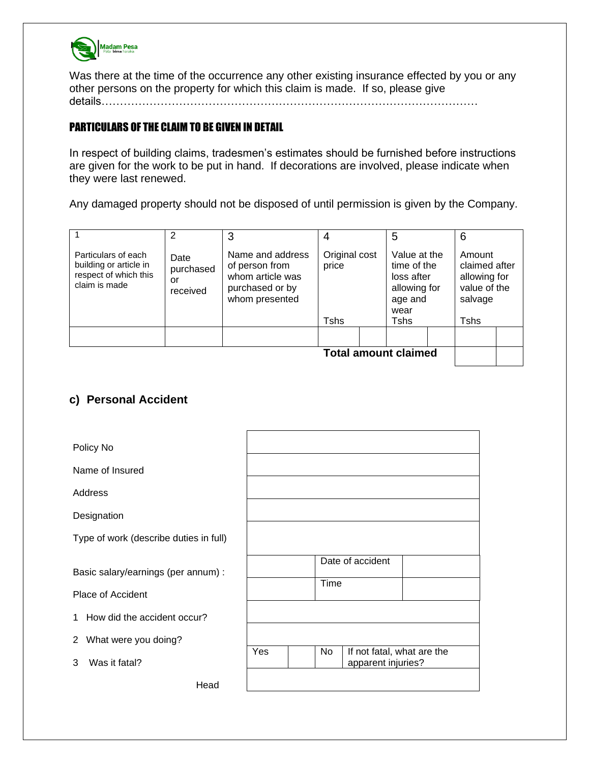Was there at the time of the occurrence any other existing insurance effected by you or any other persons on the property for which this claim is made. If so, please give details…………………………………………………………………………………………

## PARTICULARS OF THE CLAIM TO BE GIVEN IN DETAIL

In respect of building claims, tradesmen's estimates should be furnished before instructions are given for the work to be put in hand. If decorations are involved, please indicate when they were last renewed.

Any damaged property should not be disposed of until permission is given by the Company.

| 1<br>Particulars of each building or article in respect of which this claim is made | 2<br>Date purchased or received | 3<br>Name and address of person from whom article was purchased or by whom presented | 4<br>Original cost price<br>Tshs | | 5<br>Value at the time of the loss after allowing for age and wear<br>Tshs | | 6<br>Amount claimed after allowing for value of the salvage<br>Tshs | |
|---|---|---|---|---|---|---|---|---|
| | | | | | | | | |
| | | | **Total amount claimed** | | | | | |

### c) Personal Accident

| | | | | |
|---|---|---|---|---|
| Policy No | | | | |
| Name of Insured | | | | |
| Address | | | | |
| Designation | | | | |
| Type of work (describe duties in full) | | | | |
| Basic salary/earnings (per annum) : | | Date of accident | | |
| Place of Accident | | Time | | |
| 1 How did the accident occur? | | | | |
| 2 What were you doing? | | | | |
| 3 Was it fatal? | Yes | | No | If not fatal, what are the apparent injuries? |
| Head | | | | |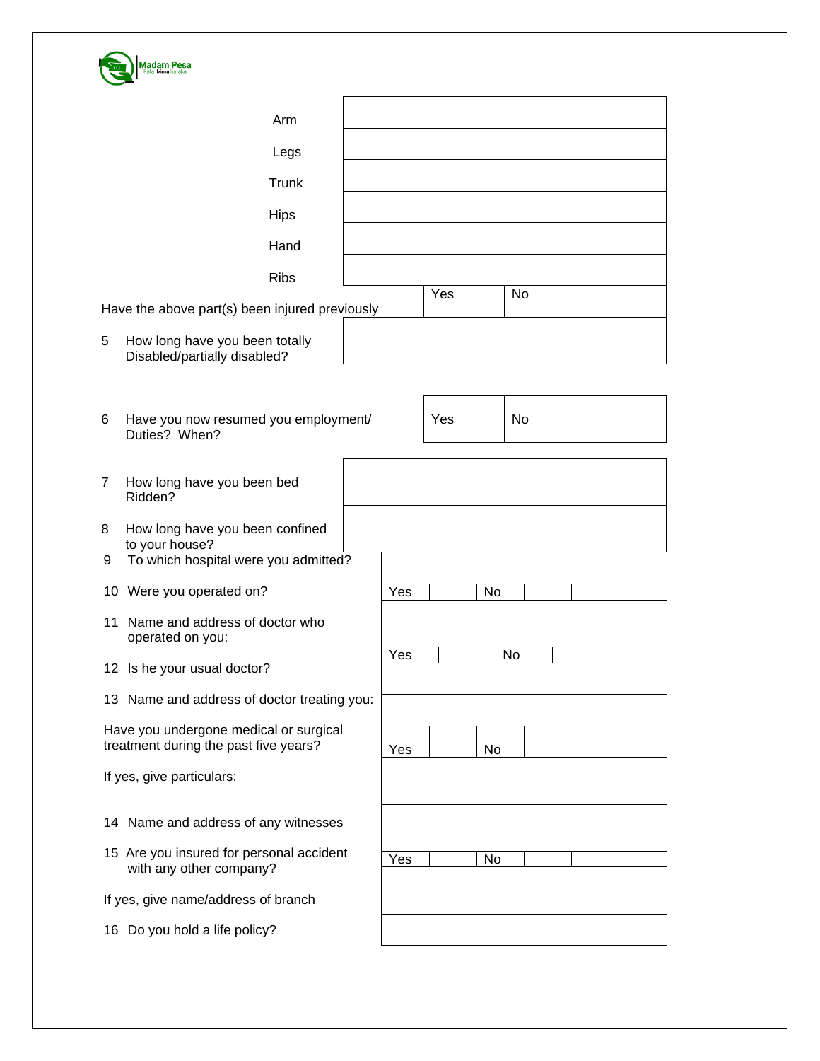| | |
|---|---|
| Arm | |
| Legs | |
| Trunk | |
| Hips | |
| Hand | |
| Ribs | |

| | | | |
|---|---|---|---|
| Have the above part(s) been injured previously | Yes | No | |

| | |
|---|---|
| 5 How long have you been totally Disabled/partially disabled? | |

| | | | |
|---|---|---|---|
| 6 Have you now resumed you employment/ Duties? When? | Yes | No | |

| | |
|---|---|
| 7 How long have you been bed Ridden? | |
| 8 How long have you been confined to your house? | |
| 9 To which hospital were you admitted? | |

| | | | | | |
|---|---|---|---|---|---|
| 10 Were you operated on? | Yes | | No | | |

| | |
|---|---|
| 11 Name and address of doctor who operated on you: | |

| | | | | | |
|---|---|---|---|---|---|
| 12 Is he your usual doctor? | Yes | | No | | |

| | |
|---|---|
| 13 Name and address of doctor treating you: | |

| | | | | |
|---|---|---|---|---|
| Have you undergone medical or surgical treatment during the past five years? | Yes | | No | |

| | |
|---|---|
| If yes, give particulars: | |
| 14 Name and address of any witnesses | |

| | | | | | |
|---|---|---|---|---|---|
| 15 Are you insured for personal accident with any other company? | Yes | | No | | |

| | |
|---|---|
| If yes, give name/address of branch | |
| 16 Do you hold a life policy? | |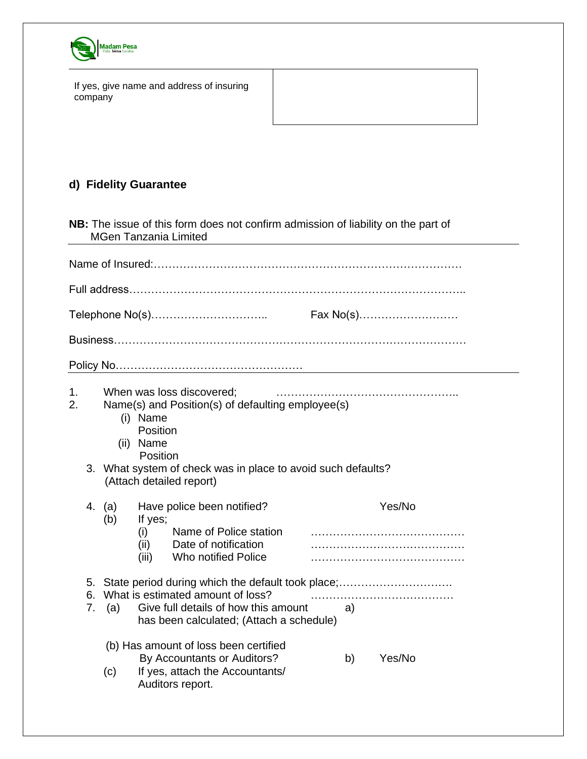| If yes, give name and address of insuring company | |
|---|---|

## d) Fidelity Guarantee

**NB:** The issue of this form does not confirm admission of liability on the part of MGen Tanzania Limited

Name of Insured:…………………………………………………………………………

Full address……………………………………………………………………………..

Telephone No(s)………………………….. Fax No(s)………………………

Business…………………………………………………………………………………

Policy No……………………………………………

1. When was loss discovered; …………………………………………..
2. Name(s) and Position(s) of defaulting employee(s)
   - (i) Name
     Position
   - (ii) Name
     Position
3. What system of check was in place to avoid such defaults? (Attach detailed report)
4. (a) Have police been notified? Yes/No
   (b) If yes;
   - (i) Name of Police station ……………………………………
   - (ii) Date of notification ……………………………………
   - (iii) Who notified Police ……………………………………
5. State period during which the default took place;………………………….
6. What is estimated amount of loss? …………………………………
7. (a) Give full details of how this amount has been calculated; (Attach a schedule) a)

   (b) Has amount of loss been certified By Accountants or Auditors? b) Yes/No

   (c) If yes, attach the Accountants/ Auditors report.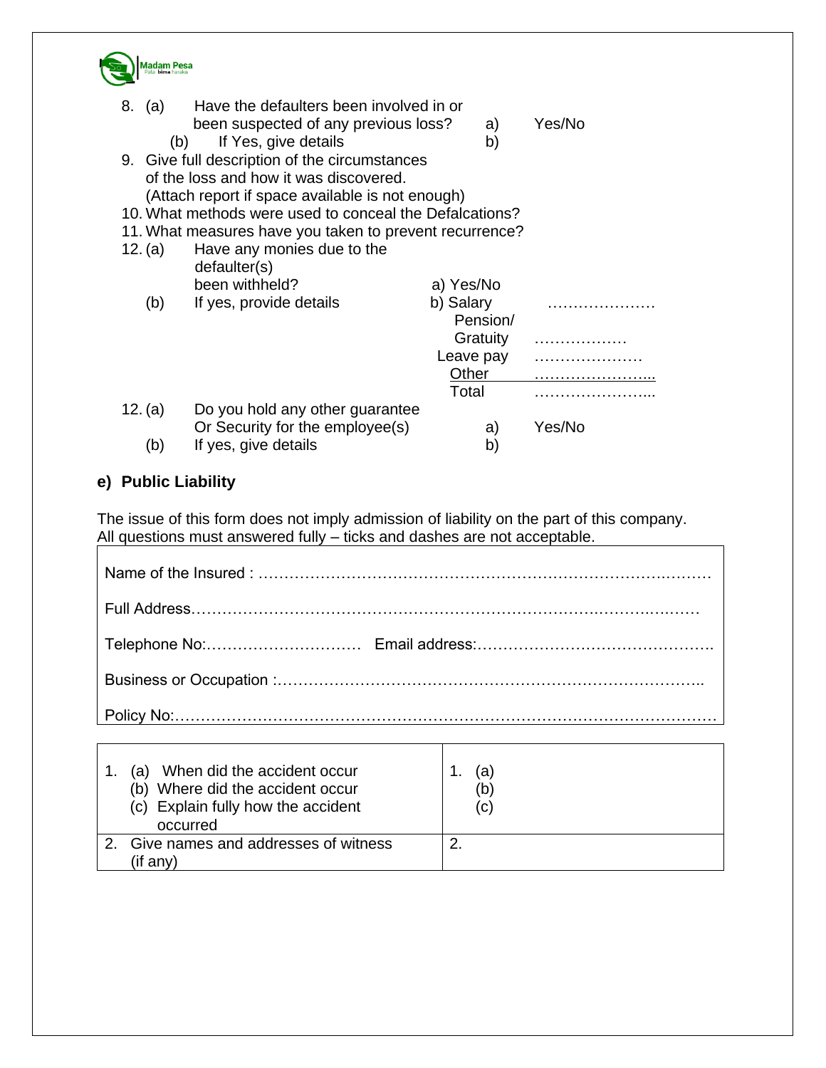8. (a) Have the defaulters been involved in or been suspected of any previous loss? a) Yes/No
   (b) If Yes, give details b)
9. Give full description of the circumstances of the loss and how it was discovered. (Attach report if space available is not enough)
10. What methods were used to conceal the Defalcations?
11. What measures have you taken to prevent recurrence?
12. (a) Have any monies due to the defaulter(s) been withheld? a) Yes/No
    (b) If yes, provide details b) Salary …………………
    Pension/ Gratuity ………………
    Leave pay …………………
    Other …………………...
    Total …………………...
12. (a) Do you hold any other guarantee Or Security for the employee(s) a) Yes/No
    (b) If yes, give details b)

**e) Public Liability**

The issue of this form does not imply admission of liability on the part of this company.
All questions must answered fully – ticks and dashes are not acceptable.

Name of the Insured : ………………………………………………………………………………

Full Address………………………………………………………………………………………

Telephone No:………………………… Email address:……………………………………….

Business or Occupation :…………………………………………………………………………..

Policy No:……………………………………………………………………………………………

| | |
|---|---|
| 1. (a) When did the accident occur<br>(b) Where did the accident occur<br>(c) Explain fully how the accident occurred | 1. (a)<br>(b)<br>(c) |
| 2. Give names and addresses of witness (if any) | 2. |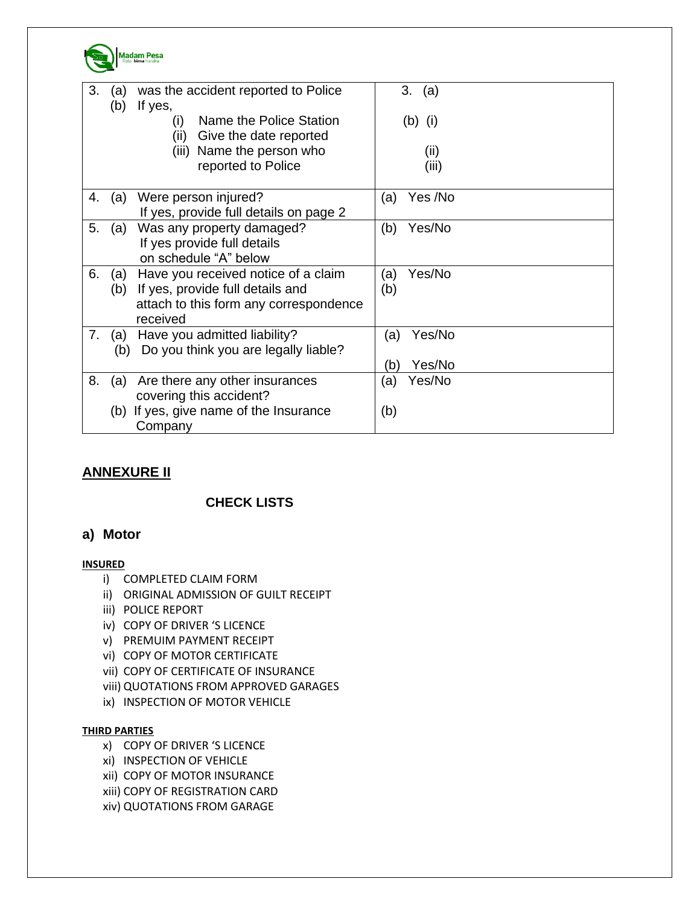| | |
|---|---|
| 3. (a) was the accident reported to Police<br>(b) If yes,<br>(i) Name the Police Station<br>(ii) Give the date reported<br>(iii) Name the person who reported to Police | 3. (a)<br><br>(b) (i)<br><br>(ii)<br>(iii) |
| 4. (a) Were person injured?<br>If yes, provide full details on page 2 | (a) Yes /No |
| 5. (a) Was any property damaged?<br>If yes provide full details on schedule "A" below | (b) Yes/No |
| 6. (a) Have you received notice of a claim<br>(b) If yes, provide full details and attach to this form any correspondence received | (a) Yes/No<br>(b) |
| 7. (a) Have you admitted liability?<br>(b) Do you think you are legally liable? | (a) Yes/No<br><br>(b) Yes/No |
| 8. (a) Are there any other insurances covering this accident?<br>(b) If yes, give name of the Insurance Company | (a) Yes/No<br><br>(b) |

## ANNEXURE II

### CHECK LISTS

### a) Motor

**INSURED**

i) COMPLETED CLAIM FORM
ii) ORIGINAL ADMISSION OF GUILT RECEIPT
iii) POLICE REPORT
iv) COPY OF DRIVER 'S LICENCE
v) PREMUIM PAYMENT RECEIPT
vi) COPY OF MOTOR CERTIFICATE
vii) COPY OF CERTIFICATE OF INSURANCE
viii) QUOTATIONS FROM APPROVED GARAGES
ix) INSPECTION OF MOTOR VEHICLE

**THIRD PARTIES**

x) COPY OF DRIVER 'S LICENCE
xi) INSPECTION OF VEHICLE
xii) COPY OF MOTOR INSURANCE
xiii) COPY OF REGISTRATION CARD
xiv) QUOTATIONS FROM GARAGE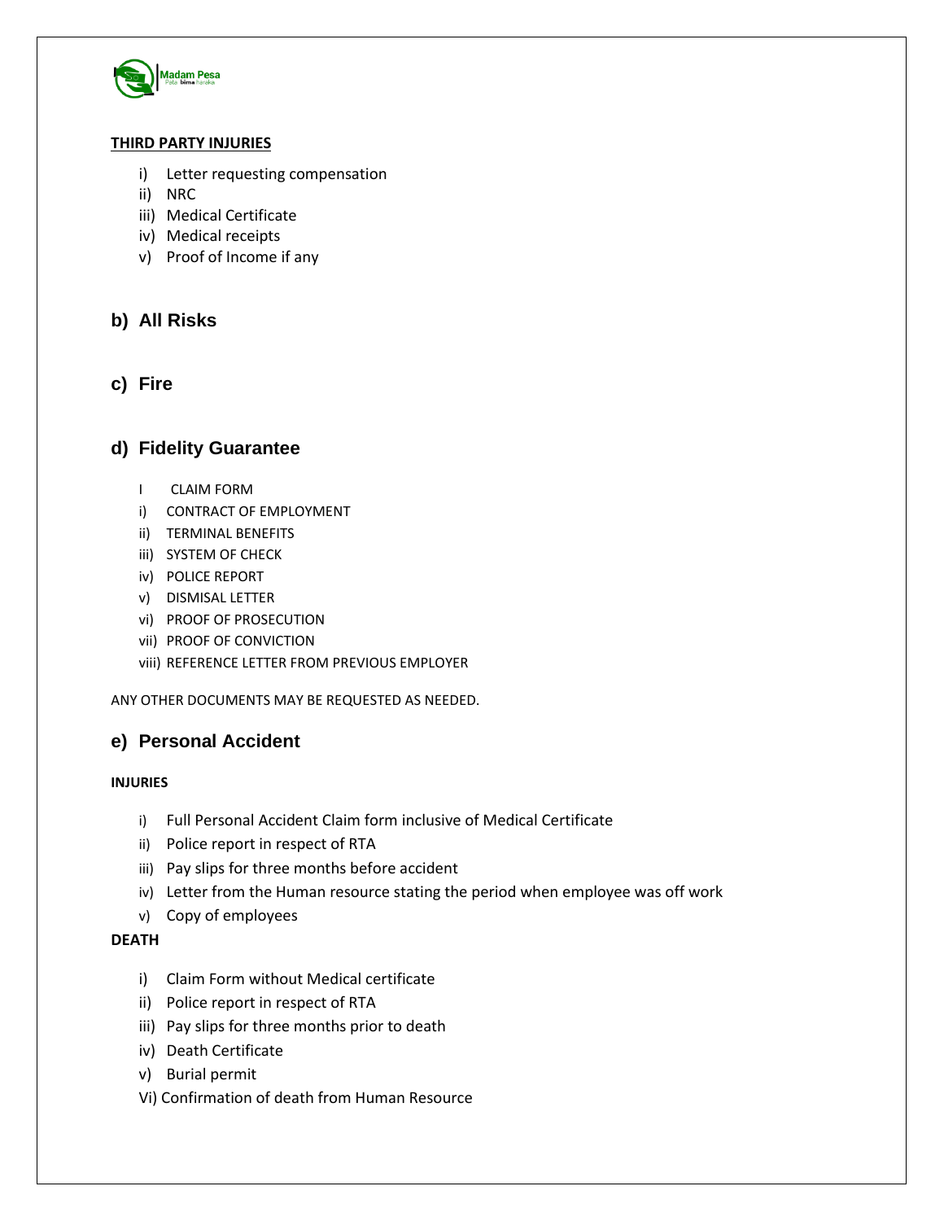**THIRD PARTY INJURIES**

i) Letter requesting compensation
ii) NRC
iii) Medical Certificate
iv) Medical receipts
v) Proof of Income if any

## b) All Risks

## c) Fire

## d) Fidelity Guarantee

I CLAIM FORM
i) CONTRACT OF EMPLOYMENT
ii) TERMINAL BENEFITS
iii) SYSTEM OF CHECK
iv) POLICE REPORT
v) DISMISAL LETTER
vi) PROOF OF PROSECUTION
vii) PROOF OF CONVICTION
viii) REFERENCE LETTER FROM PREVIOUS EMPLOYER

ANY OTHER DOCUMENTS MAY BE REQUESTED AS NEEDED.

## e) Personal Accident

**INJURIES**

i) Full Personal Accident Claim form inclusive of Medical Certificate
ii) Police report in respect of RTA
iii) Pay slips for three months before accident
iv) Letter from the Human resource stating the period when employee was off work
v) Copy of employees

**DEATH**

i) Claim Form without Medical certificate
ii) Police report in respect of RTA
iii) Pay slips for three months prior to death
iv) Death Certificate
v) Burial permit
Vi) Confirmation of death from Human Resource